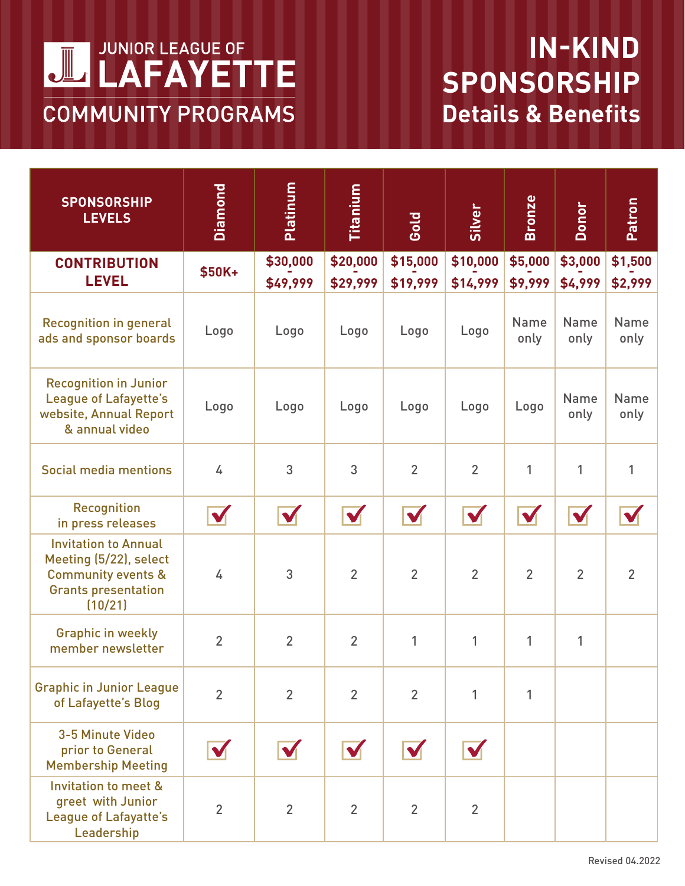# JUNIOR LEAGUE OF LAFAYETTE

## COMMUNITY PROGRAMS

# IN-KIND SPONSORSHIP

## Details & Benefits

| SPONSORSHIP LEVELS | Diamond | Platinum | Titanium | Gold | Silver | Bronze | Donor | Patron |
|---|---|---|---|---|---|---|---|---|
| **CONTRIBUTION LEVEL** | $50K+ | $30,000 - $49,999 | $20,000 - $29,999 | $15,000 - $19,999 | $10,000 - $14,999 | $5,000 - $9,999 | $3,000 - $4,999 | $1,500 - $2,999 |
| Recognition in general ads and sponsor boards | Logo | Logo | Logo | Logo | Logo | Name only | Name only | Name only |
| Recognition in Junior League of Lafayette's website, Annual Report & annual video | Logo | Logo | Logo | Logo | Logo | Logo | Name only | Name only |
| Social media mentions | 4 | 3 | 3 | 2 | 2 | 1 | 1 | 1 |
| Recognition in press releases | ✓ | ✓ | ✓ | ✓ | ✓ | ✓ | ✓ | ✓ |
| Invitation to Annual Meeting (5/22), select Community events & Grants presentation (10/21) | 4 | 3 | 2 | 2 | 2 | 2 | 2 | 2 |
| Graphic in weekly member newsletter | 2 | 2 | 2 | 1 | 1 | 1 | 1 | |
| Graphic in Junior League of Lafayette's Blog | 2 | 2 | 2 | 2 | 1 | 1 | | |
| 3-5 Minute Video prior to General Membership Meeting | ✓ | ✓ | ✓ | ✓ | ✓ | | | |
| Invitation to meet & greet with Junior League of Lafayette's Leadership | 2 | 2 | 2 | 2 | 2 | | | |

Revised 04.2022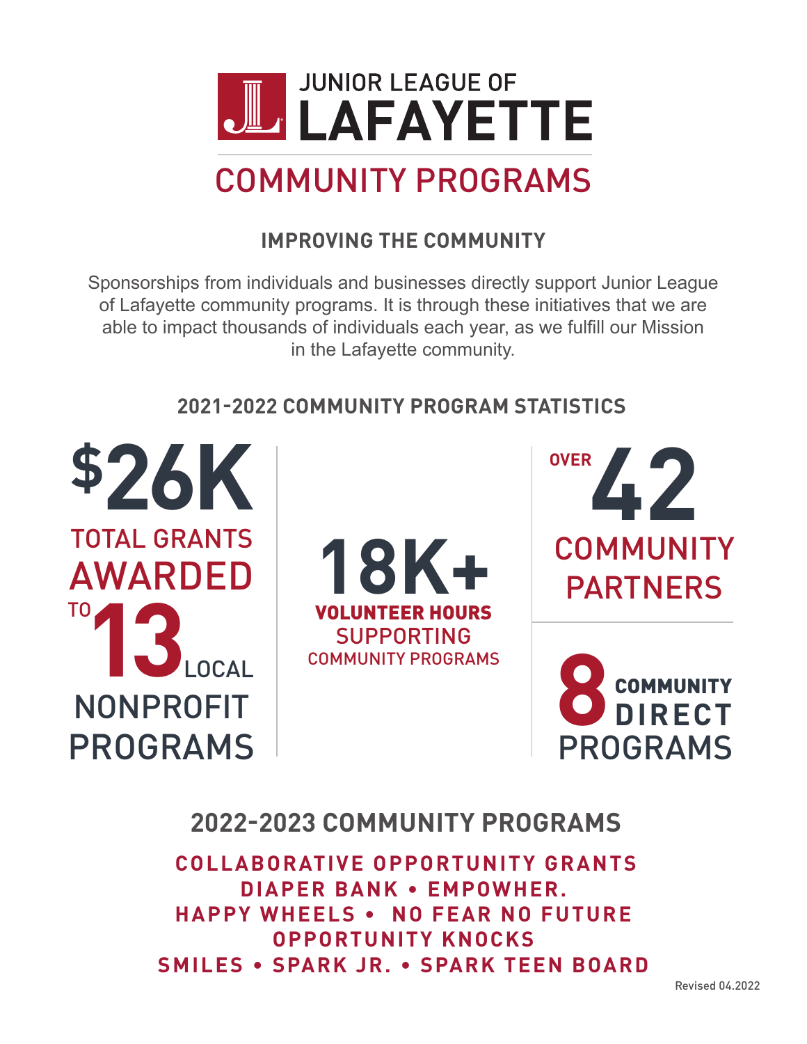# JUNIOR LEAGUE OF LAFAYETTE

## COMMUNITY PROGRAMS

### IMPROVING THE COMMUNITY

Sponsorships from individuals and businesses directly support Junior League of Lafayette community programs. It is through these initiatives that we are able to impact thousands of individuals each year, as we fulfill our Mission in the Lafayette community.

### 2021-2022 COMMUNITY PROGRAM STATISTICS

**$26K** TOTAL GRANTS AWARDED TO **13** LOCAL NONPROFIT PROGRAMS

**18K+** VOLUNTEER HOURS SUPPORTING COMMUNITY PROGRAMS

OVER **42** COMMUNITY PARTNERS

**8** COMMUNITY DIRECT PROGRAMS

### 2022-2023 COMMUNITY PROGRAMS

**COLLABORATIVE OPPORTUNITY GRANTS**
**DIAPER BANK • EMPOWHER.**
**HAPPY WHEELS • NO FEAR NO FUTURE**
**OPPORTUNITY KNOCKS**
**SMILES • SPARK JR. • SPARK TEEN BOARD**

Revised 04.2022